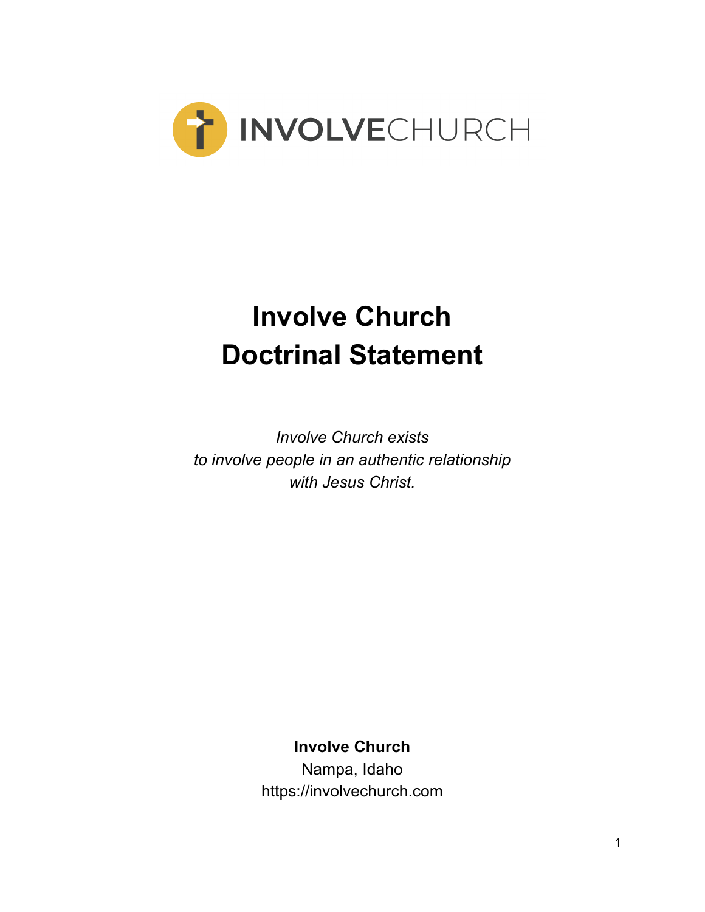INVOLVECHURCH

# Involve Church Doctrinal Statement

*Involve Church exists*
*to involve people in an authentic relationship*
*with Jesus Christ.*

**Involve Church**
Nampa, Idaho
https://involvechurch.com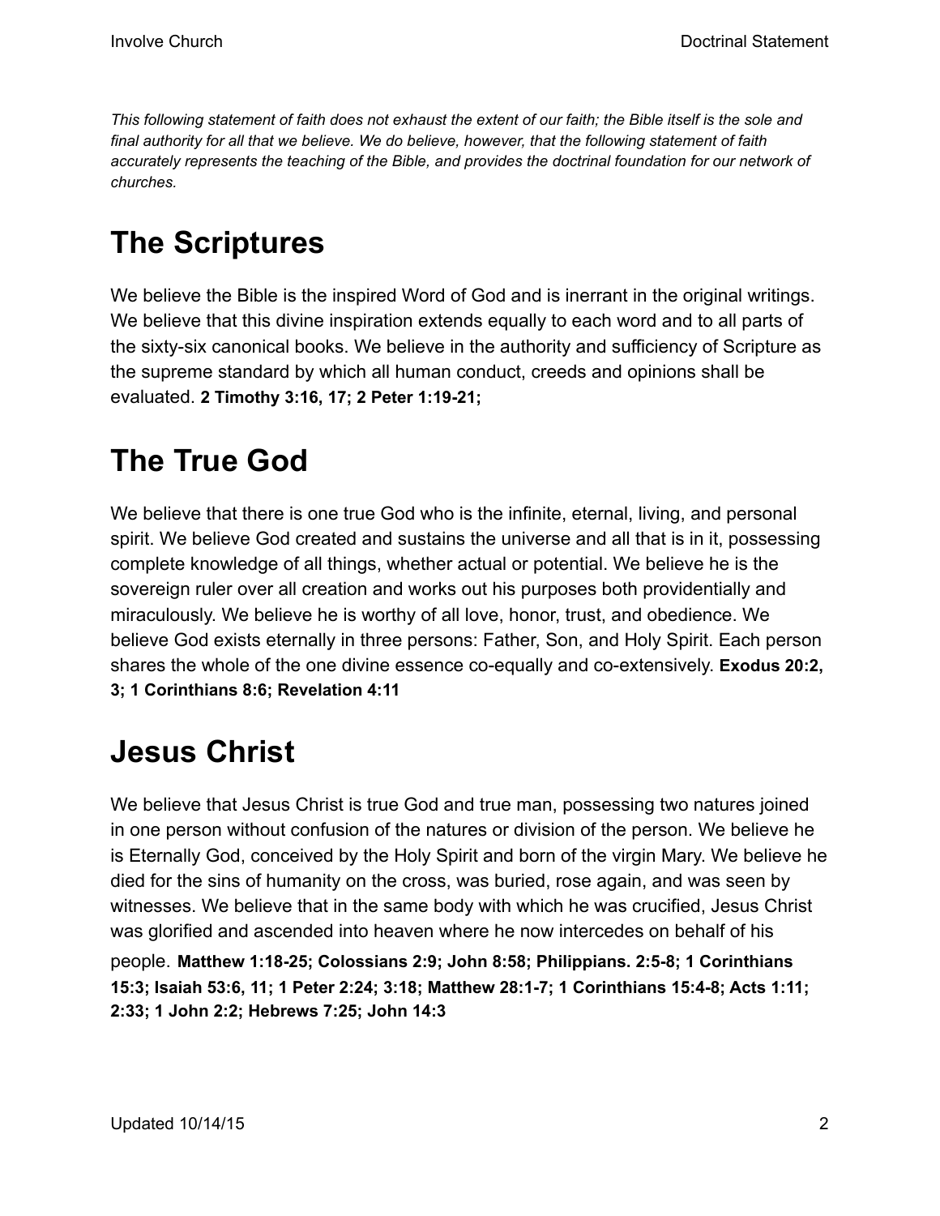*This following statement of faith does not exhaust the extent of our faith; the Bible itself is the sole and final authority for all that we believe. We do believe, however, that the following statement of faith accurately represents the teaching of the Bible, and provides the doctrinal foundation for our network of churches.*

# The Scriptures

We believe the Bible is the inspired Word of God and is inerrant in the original writings. We believe that this divine inspiration extends equally to each word and to all parts of the sixty-six canonical books. We believe in the authority and sufficiency of Scripture as the supreme standard by which all human conduct, creeds and opinions shall be evaluated. **2 Timothy 3:16, 17; 2 Peter 1:19-21;**

# The True God

We believe that there is one true God who is the infinite, eternal, living, and personal spirit. We believe God created and sustains the universe and all that is in it, possessing complete knowledge of all things, whether actual or potential. We believe he is the sovereign ruler over all creation and works out his purposes both providentially and miraculously. We believe he is worthy of all love, honor, trust, and obedience. We believe God exists eternally in three persons: Father, Son, and Holy Spirit. Each person shares the whole of the one divine essence co-equally and co-extensively. **Exodus 20:2, 3; 1 Corinthians 8:6; Revelation 4:11**

# Jesus Christ

We believe that Jesus Christ is true God and true man, possessing two natures joined in one person without confusion of the natures or division of the person. We believe he is Eternally God, conceived by the Holy Spirit and born of the virgin Mary. We believe he died for the sins of humanity on the cross, was buried, rose again, and was seen by witnesses. We believe that in the same body with which he was crucified, Jesus Christ was glorified and ascended into heaven where he now intercedes on behalf of his people. **Matthew 1:18-25; Colossians 2:9; John 8:58; Philippians. 2:5-8; 1 Corinthians 15:3; Isaiah 53:6, 11; 1 Peter 2:24; 3:18; Matthew 28:1-7; 1 Corinthians 15:4-8; Acts 1:11; 2:33; 1 John 2:2; Hebrews 7:25; John 14:3**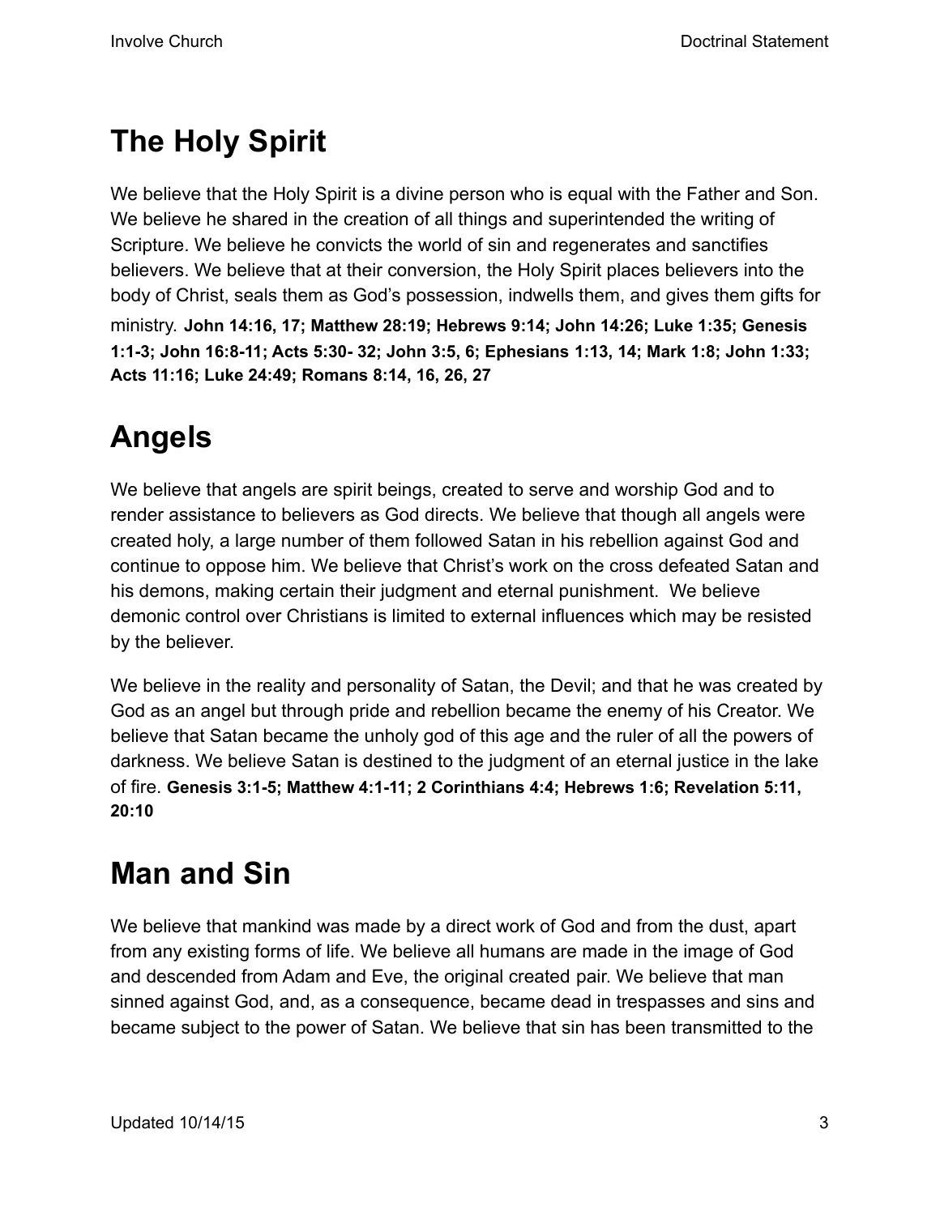## The Holy Spirit

We believe that the Holy Spirit is a divine person who is equal with the Father and Son. We believe he shared in the creation of all things and superintended the writing of Scripture. We believe he convicts the world of sin and regenerates and sanctifies believers. We believe that at their conversion, the Holy Spirit places believers into the body of Christ, seals them as God's possession, indwells them, and gives them gifts for ministry. **John 14:16, 17; Matthew 28:19; Hebrews 9:14; John 14:26; Luke 1:35; Genesis 1:1-3; John 16:8-11; Acts 5:30- 32; John 3:5, 6; Ephesians 1:13, 14; Mark 1:8; John 1:33; Acts 11:16; Luke 24:49; Romans 8:14, 16, 26, 27**

## Angels

We believe that angels are spirit beings, created to serve and worship God and to render assistance to believers as God directs. We believe that though all angels were created holy, a large number of them followed Satan in his rebellion against God and continue to oppose him. We believe that Christ's work on the cross defeated Satan and his demons, making certain their judgment and eternal punishment. We believe demonic control over Christians is limited to external influences which may be resisted by the believer.

We believe in the reality and personality of Satan, the Devil; and that he was created by God as an angel but through pride and rebellion became the enemy of his Creator. We believe that Satan became the unholy god of this age and the ruler of all the powers of darkness. We believe Satan is destined to the judgment of an eternal justice in the lake of fire. **Genesis 3:1-5; Matthew 4:1-11; 2 Corinthians 4:4; Hebrews 1:6; Revelation 5:11, 20:10**

## Man and Sin

We believe that mankind was made by a direct work of God and from the dust, apart from any existing forms of life. We believe all humans are made in the image of God and descended from Adam and Eve, the original created pair. We believe that man sinned against God, and, as a consequence, became dead in trespasses and sins and became subject to the power of Satan. We believe that sin has been transmitted to the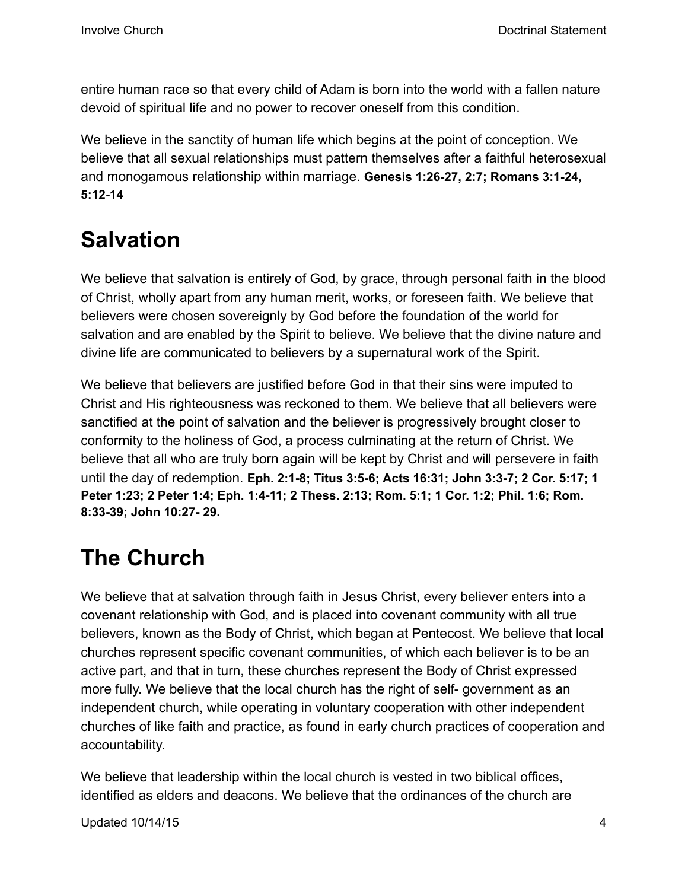entire human race so that every child of Adam is born into the world with a fallen nature devoid of spiritual life and no power to recover oneself from this condition.

We believe in the sanctity of human life which begins at the point of conception. We believe that all sexual relationships must pattern themselves after a faithful heterosexual and monogamous relationship within marriage. **Genesis 1:26-27, 2:7; Romans 3:1-24, 5:12-14**

# Salvation

We believe that salvation is entirely of God, by grace, through personal faith in the blood of Christ, wholly apart from any human merit, works, or foreseen faith. We believe that believers were chosen sovereignly by God before the foundation of the world for salvation and are enabled by the Spirit to believe. We believe that the divine nature and divine life are communicated to believers by a supernatural work of the Spirit.

We believe that believers are justified before God in that their sins were imputed to Christ and His righteousness was reckoned to them. We believe that all believers were sanctified at the point of salvation and the believer is progressively brought closer to conformity to the holiness of God, a process culminating at the return of Christ. We believe that all who are truly born again will be kept by Christ and will persevere in faith until the day of redemption. **Eph. 2:1-8; Titus 3:5-6; Acts 16:31; John 3:3-7; 2 Cor. 5:17; 1 Peter 1:23; 2 Peter 1:4; Eph. 1:4-11; 2 Thess. 2:13; Rom. 5:1; 1 Cor. 1:2; Phil. 1:6; Rom. 8:33-39; John 10:27- 29.**

# The Church

We believe that at salvation through faith in Jesus Christ, every believer enters into a covenant relationship with God, and is placed into covenant community with all true believers, known as the Body of Christ, which began at Pentecost. We believe that local churches represent specific covenant communities, of which each believer is to be an active part, and that in turn, these churches represent the Body of Christ expressed more fully. We believe that the local church has the right of self- government as an independent church, while operating in voluntary cooperation with other independent churches of like faith and practice, as found in early church practices of cooperation and accountability.

We believe that leadership within the local church is vested in two biblical offices, identified as elders and deacons. We believe that the ordinances of the church are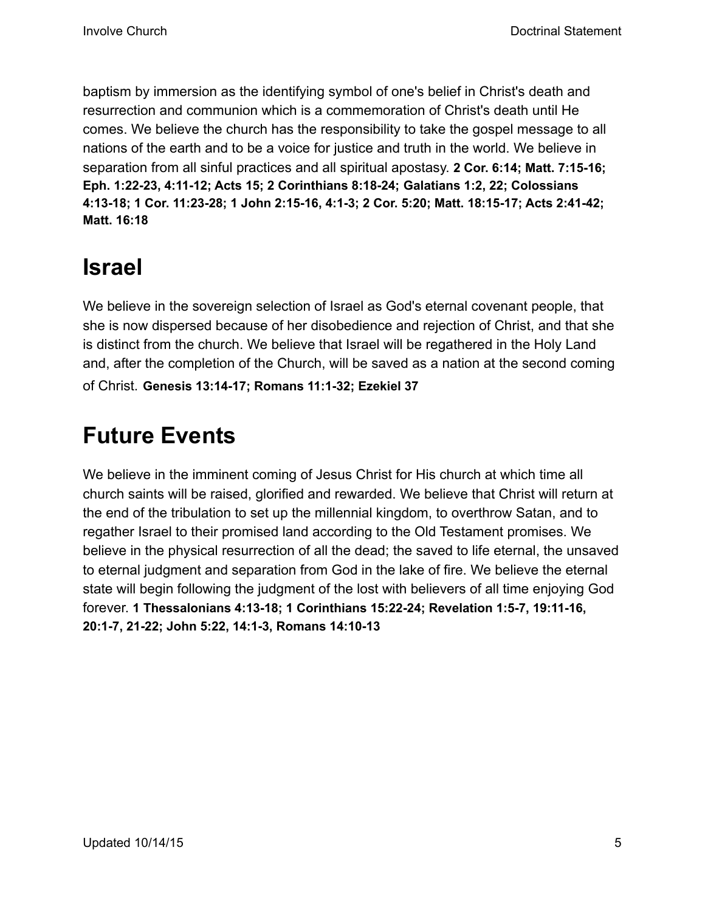baptism by immersion as the identifying symbol of one's belief in Christ's death and resurrection and communion which is a commemoration of Christ's death until He comes. We believe the church has the responsibility to take the gospel message to all nations of the earth and to be a voice for justice and truth in the world. We believe in separation from all sinful practices and all spiritual apostasy. **2 Cor. 6:14; Matt. 7:15-16; Eph. 1:22-23, 4:11-12; Acts 15; 2 Corinthians 8:18-24; Galatians 1:2, 22; Colossians 4:13-18; 1 Cor. 11:23-28; 1 John 2:15-16, 4:1-3; 2 Cor. 5:20; Matt. 18:15-17; Acts 2:41-42; Matt. 16:18**

# Israel

We believe in the sovereign selection of Israel as God's eternal covenant people, that she is now dispersed because of her disobedience and rejection of Christ, and that she is distinct from the church. We believe that Israel will be regathered in the Holy Land and, after the completion of the Church, will be saved as a nation at the second coming of Christ. **Genesis 13:14-17; Romans 11:1-32; Ezekiel 37**

# Future Events

We believe in the imminent coming of Jesus Christ for His church at which time all church saints will be raised, glorified and rewarded. We believe that Christ will return at the end of the tribulation to set up the millennial kingdom, to overthrow Satan, and to regather Israel to their promised land according to the Old Testament promises. We believe in the physical resurrection of all the dead; the saved to life eternal, the unsaved to eternal judgment and separation from God in the lake of fire. We believe the eternal state will begin following the judgment of the lost with believers of all time enjoying God forever. **1 Thessalonians 4:13-18; 1 Corinthians 15:22-24; Revelation 1:5-7, 19:11-16, 20:1-7, 21-22; John 5:22, 14:1-3, Romans 14:10-13**

Updated 10/14/15